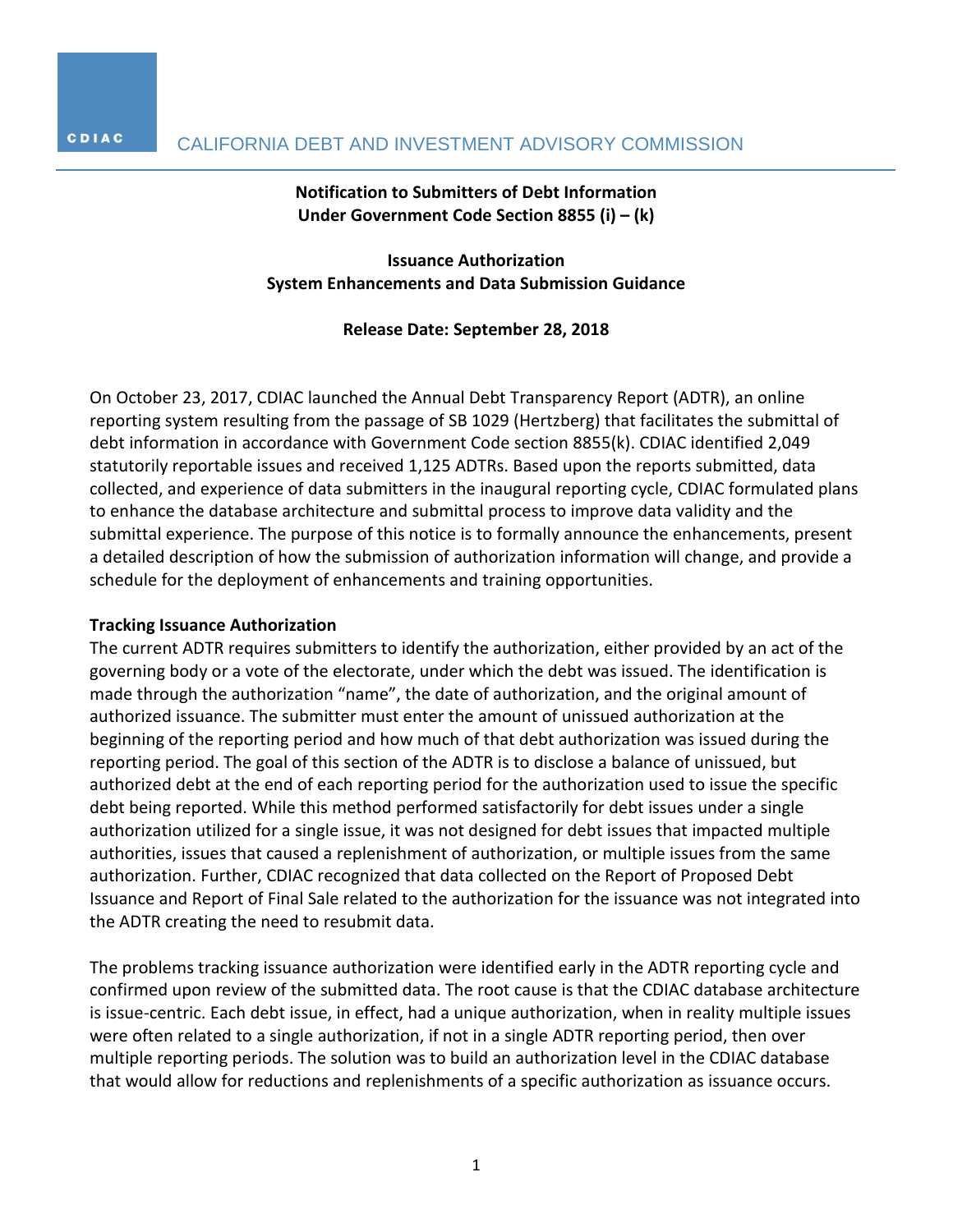CDIAC CALIFORNIA DEBT AND INVESTMENT ADVISORY COMMISSION

**Notification to Submitters of Debt Information Under Government Code Section 8855 (i) – (k)**

**Issuance Authorization System Enhancements and Data Submission Guidance**

**Release Date: September 28, 2018**

On October 23, 2017, CDIAC launched the Annual Debt Transparency Report (ADTR), an online reporting system resulting from the passage of SB 1029 (Hertzberg) that facilitates the submittal of debt information in accordance with Government Code section 8855(k). CDIAC identified 2,049 statutorily reportable issues and received 1,125 ADTRs. Based upon the reports submitted, data collected, and experience of data submitters in the inaugural reporting cycle, CDIAC formulated plans to enhance the database architecture and submittal process to improve data validity and the submittal experience. The purpose of this notice is to formally announce the enhancements, present a detailed description of how the submission of authorization information will change, and provide a schedule for the deployment of enhancements and training opportunities.

**Tracking Issuance Authorization**

The current ADTR requires submitters to identify the authorization, either provided by an act of the governing body or a vote of the electorate, under which the debt was issued. The identification is made through the authorization "name", the date of authorization, and the original amount of authorized issuance. The submitter must enter the amount of unissued authorization at the beginning of the reporting period and how much of that debt authorization was issued during the reporting period. The goal of this section of the ADTR is to disclose a balance of unissued, but authorized debt at the end of each reporting period for the authorization used to issue the specific debt being reported. While this method performed satisfactorily for debt issues under a single authorization utilized for a single issue, it was not designed for debt issues that impacted multiple authorities, issues that caused a replenishment of authorization, or multiple issues from the same authorization. Further, CDIAC recognized that data collected on the Report of Proposed Debt Issuance and Report of Final Sale related to the authorization for the issuance was not integrated into the ADTR creating the need to resubmit data.

The problems tracking issuance authorization were identified early in the ADTR reporting cycle and confirmed upon review of the submitted data. The root cause is that the CDIAC database architecture is issue-centric. Each debt issue, in effect, had a unique authorization, when in reality multiple issues were often related to a single authorization, if not in a single ADTR reporting period, then over multiple reporting periods. The solution was to build an authorization level in the CDIAC database that would allow for reductions and replenishments of a specific authorization as issuance occurs.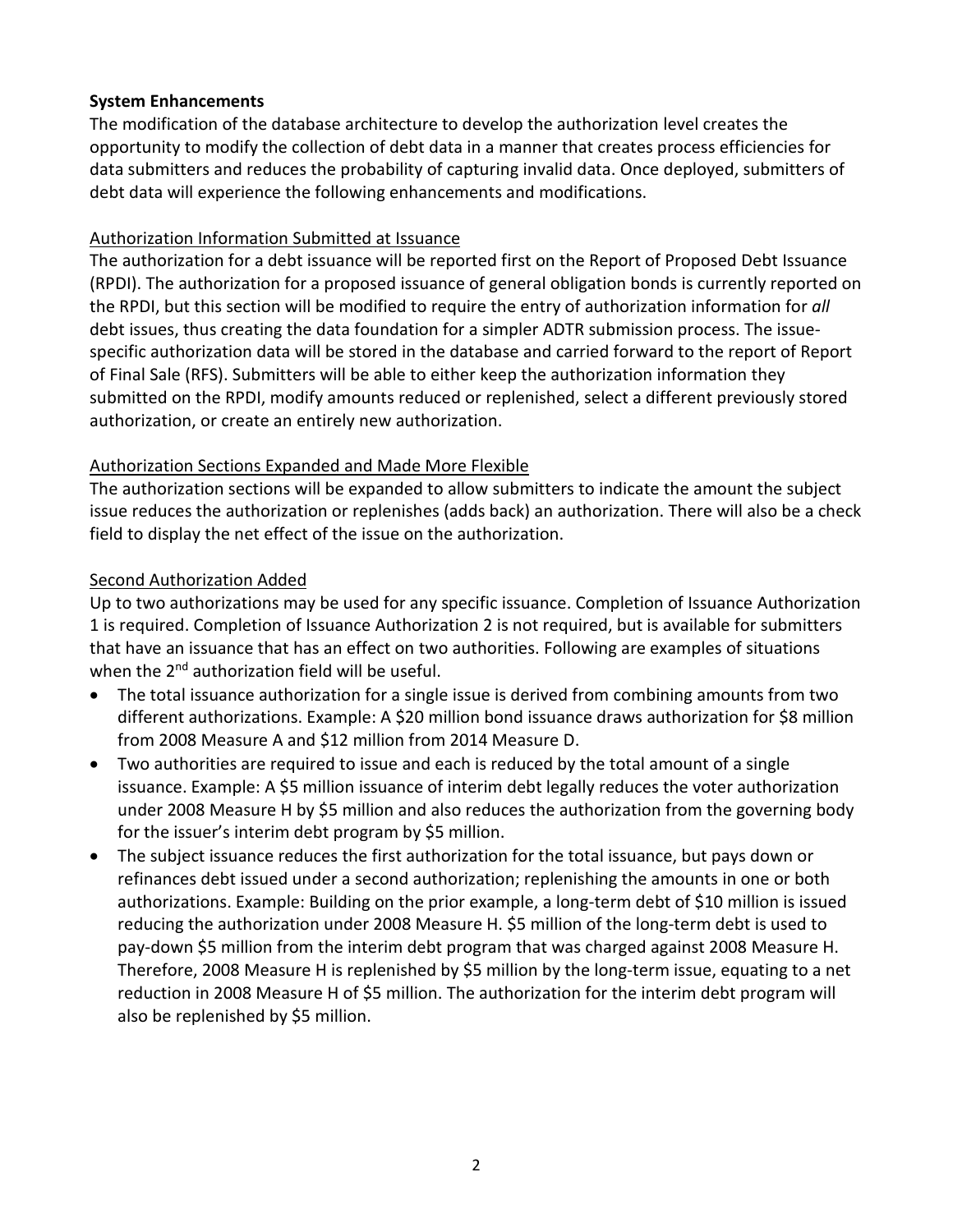**System Enhancements**

The modification of the database architecture to develop the authorization level creates the opportunity to modify the collection of debt data in a manner that creates process efficiencies for data submitters and reduces the probability of capturing invalid data. Once deployed, submitters of debt data will experience the following enhancements and modifications.

Authorization Information Submitted at Issuance

The authorization for a debt issuance will be reported first on the Report of Proposed Debt Issuance (RPDI). The authorization for a proposed issuance of general obligation bonds is currently reported on the RPDI, but this section will be modified to require the entry of authorization information for *all* debt issues, thus creating the data foundation for a simpler ADTR submission process. The issue-specific authorization data will be stored in the database and carried forward to the report of Report of Final Sale (RFS). Submitters will be able to either keep the authorization information they submitted on the RPDI, modify amounts reduced or replenished, select a different previously stored authorization, or create an entirely new authorization.

Authorization Sections Expanded and Made More Flexible

The authorization sections will be expanded to allow submitters to indicate the amount the subject issue reduces the authorization or replenishes (adds back) an authorization. There will also be a check field to display the net effect of the issue on the authorization.

Second Authorization Added

Up to two authorizations may be used for any specific issuance. Completion of Issuance Authorization 1 is required. Completion of Issuance Authorization 2 is not required, but is available for submitters that have an issuance that has an effect on two authorities. Following are examples of situations when the 2nd authorization field will be useful.

- The total issuance authorization for a single issue is derived from combining amounts from two different authorizations. Example: A $20 million bond issuance draws authorization for $8 million from 2008 Measure A and $12 million from 2014 Measure D.
- Two authorities are required to issue and each is reduced by the total amount of a single issuance. Example: A $5 million issuance of interim debt legally reduces the voter authorization under 2008 Measure H by $5 million and also reduces the authorization from the governing body for the issuer's interim debt program by $5 million.
- The subject issuance reduces the first authorization for the total issuance, but pays down or refinances debt issued under a second authorization; replenishing the amounts in one or both authorizations. Example: Building on the prior example, a long-term debt of $10 million is issued reducing the authorization under 2008 Measure H. $5 million of the long-term debt is used to pay-down $5 million from the interim debt program that was charged against 2008 Measure H. Therefore, 2008 Measure H is replenished by $5 million by the long-term issue, equating to a net reduction in 2008 Measure H of $5 million. The authorization for the interim debt program will also be replenished by $5 million.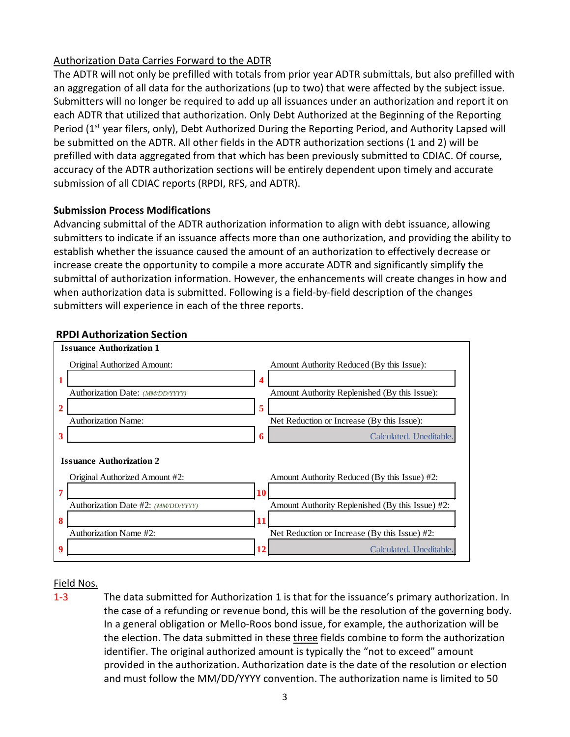Authorization Data Carries Forward to the ADTR

The ADTR will not only be prefilled with totals from prior year ADTR submittals, but also prefilled with an aggregation of all data for the authorizations (up to two) that were affected by the subject issue. Submitters will no longer be required to add up all issuances under an authorization and report it on each ADTR that utilized that authorization. Only Debt Authorized at the Beginning of the Reporting Period (1st year filers, only), Debt Authorized During the Reporting Period, and Authority Lapsed will be submitted on the ADTR. All other fields in the ADTR authorization sections (1 and 2) will be prefilled with data aggregated from that which has been previously submitted to CDIAC. Of course, accuracy of the ADTR authorization sections will be entirely dependent upon timely and accurate submission of all CDIAC reports (RPDI, RFS, and ADTR).

**Submission Process Modifications**

Advancing submittal of the ADTR authorization information to align with debt issuance, allowing submitters to indicate if an issuance affects more than one authorization, and providing the ability to establish whether the issuance caused the amount of an authorization to effectively decrease or increase create the opportunity to compile a more accurate ADTR and significantly simplify the submittal of authorization information. However, the enhancements will create changes in how and when authorization data is submitted. Following is a field-by-field description of the changes submitters will experience in each of the three reports.

**RPDI Authorization Section**

| No. | Field | No. | Field |
|---|---|---|---|
| | **Issuance Authorization 1** | | |
| 1 | Original Authorized Amount: | 4 | Amount Authority Reduced (By this Issue): |
| 2 | Authorization Date: *(MM/DD/YYYY)* | 5 | Amount Authority Replenished (By this Issue): |
| 3 | Authorization Name: | 6 | Net Reduction or Increase (By this Issue): Calculated. Uneditable. |
| | **Issuance Authorization 2** | | |
| 7 | Original Authorized Amount #2: | 10 | Amount Authority Reduced (By this Issue) #2: |
| 8 | Authorization Date #2: *(MM/DD/YYYY)* | 11 | Amount Authority Replenished (By this Issue) #2: |
| 9 | Authorization Name #2: | 12 | Net Reduction or Increase (By this Issue) #2: Calculated. Uneditable. |

Field Nos.

1-3 The data submitted for Authorization 1 is that for the issuance's primary authorization. In the case of a refunding or revenue bond, this will be the resolution of the governing body. In a general obligation or Mello-Roos bond issue, for example, the authorization will be the election. The data submitted in these three fields combine to form the authorization identifier. The original authorized amount is typically the "not to exceed" amount provided in the authorization. Authorization date is the date of the resolution or election and must follow the MM/DD/YYYY convention. The authorization name is limited to 50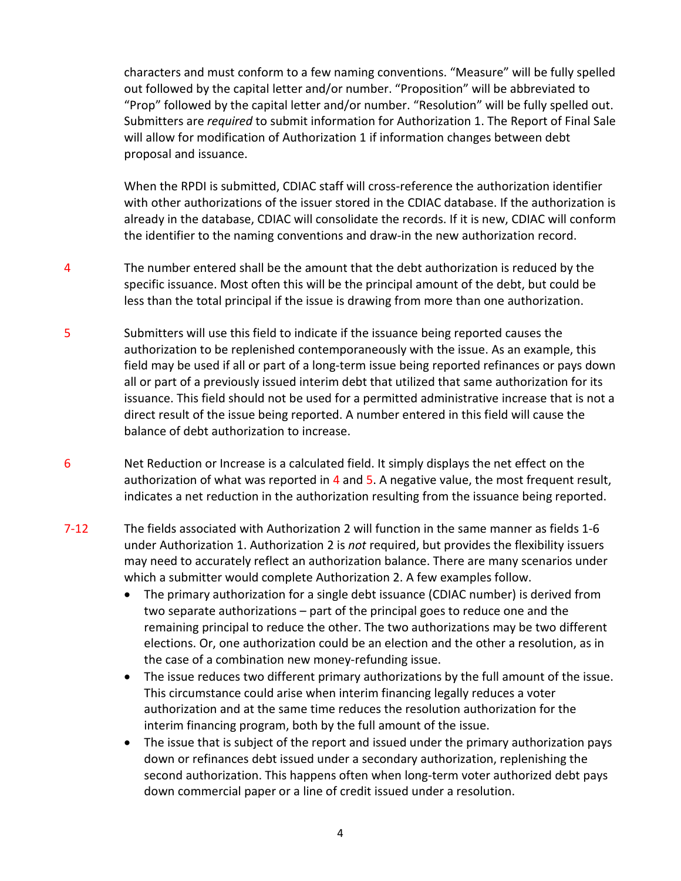characters and must conform to a few naming conventions. "Measure" will be fully spelled out followed by the capital letter and/or number. "Proposition" will be abbreviated to "Prop" followed by the capital letter and/or number. "Resolution" will be fully spelled out. Submitters are *required* to submit information for Authorization 1. The Report of Final Sale will allow for modification of Authorization 1 if information changes between debt proposal and issuance.

When the RPDI is submitted, CDIAC staff will cross-reference the authorization identifier with other authorizations of the issuer stored in the CDIAC database. If the authorization is already in the database, CDIAC will consolidate the records. If it is new, CDIAC will conform the identifier to the naming conventions and draw-in the new authorization record.

**4** The number entered shall be the amount that the debt authorization is reduced by the specific issuance. Most often this will be the principal amount of the debt, but could be less than the total principal if the issue is drawing from more than one authorization.

**5** Submitters will use this field to indicate if the issuance being reported causes the authorization to be replenished contemporaneously with the issue. As an example, this field may be used if all or part of a long-term issue being reported refinances or pays down all or part of a previously issued interim debt that utilized that same authorization for its issuance. This field should not be used for a permitted administrative increase that is not a direct result of the issue being reported. A number entered in this field will cause the balance of debt authorization to increase.

**6** Net Reduction or Increase is a calculated field. It simply displays the net effect on the authorization of what was reported in 4 and 5. A negative value, the most frequent result, indicates a net reduction in the authorization resulting from the issuance being reported.

**7-12** The fields associated with Authorization 2 will function in the same manner as fields 1-6 under Authorization 1. Authorization 2 is *not* required, but provides the flexibility issuers may need to accurately reflect an authorization balance. There are many scenarios under which a submitter would complete Authorization 2. A few examples follow.

- The primary authorization for a single debt issuance (CDIAC number) is derived from two separate authorizations – part of the principal goes to reduce one and the remaining principal to reduce the other. The two authorizations may be two different elections. Or, one authorization could be an election and the other a resolution, as in the case of a combination new money-refunding issue.
- The issue reduces two different primary authorizations by the full amount of the issue. This circumstance could arise when interim financing legally reduces a voter authorization and at the same time reduces the resolution authorization for the interim financing program, both by the full amount of the issue.
- The issue that is subject of the report and issued under the primary authorization pays down or refinances debt issued under a secondary authorization, replenishing the second authorization. This happens often when long-term voter authorized debt pays down commercial paper or a line of credit issued under a resolution.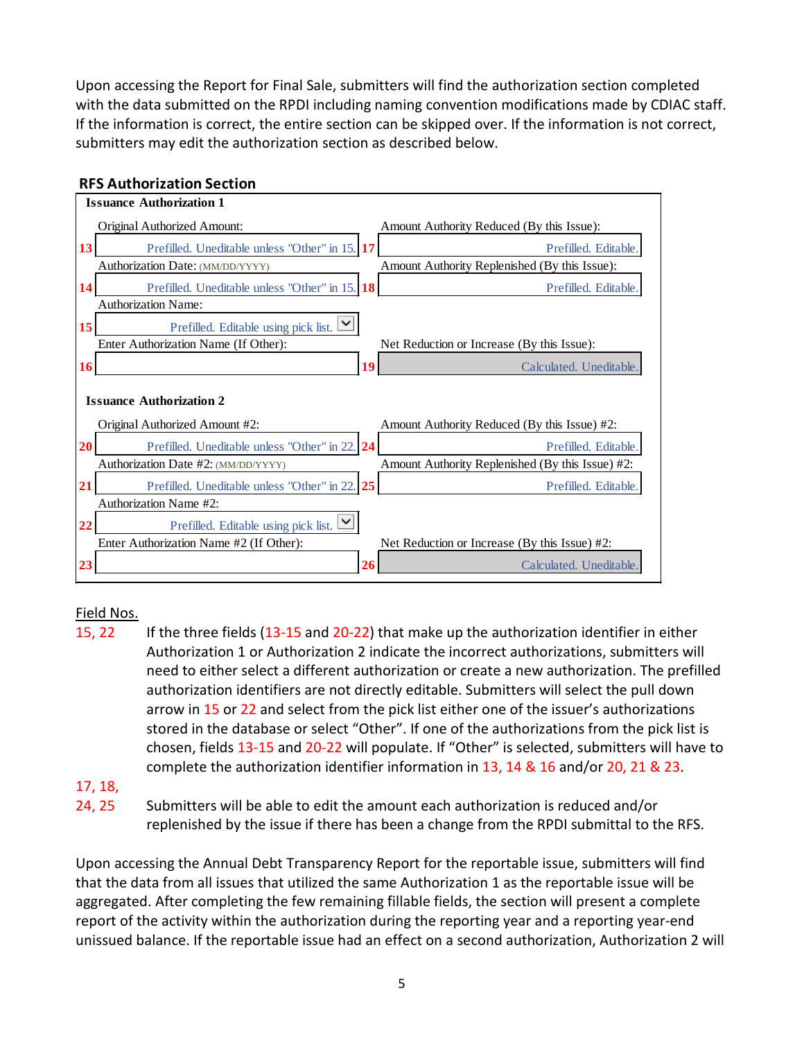Upon accessing the Report for Final Sale, submitters will find the authorization section completed with the data submitted on the RPDI including naming convention modifications made by CDIAC staff. If the information is correct, the entire section can be skipped over. If the information is not correct, submitters may edit the authorization section as described below.

**RFS Authorization Section**

**Issuance Authorization 1**

| No. | Field | Value | No. | Field | Value |
|---|---|---|---|---|---|
| 13 | Original Authorized Amount: | Prefilled. Uneditable unless "Other" in 15. | 17 | Amount Authority Reduced (By this Issue): | Prefilled. Editable. |
| 14 | Authorization Date: (MM/DD/YYYY) | Prefilled. Uneditable unless "Other" in 15. | 18 | Amount Authority Replenished (By this Issue): | Prefilled. Editable. |
| 15 | Authorization Name: | Prefilled. Editable using pick list. | | | |
| 16 | Enter Authorization Name (If Other): | | 19 | Net Reduction or Increase (By this Issue): | Calculated. Uneditable. |

**Issuance Authorization 2**

| No. | Field | Value | No. | Field | Value |
|---|---|---|---|---|---|
| 20 | Original Authorized Amount #2: | Prefilled. Uneditable unless "Other" in 22. | 24 | Amount Authority Reduced (By this Issue) #2: | Prefilled. Editable. |
| 21 | Authorization Date #2: (MM/DD/YYYY) | Prefilled. Uneditable unless "Other" in 22. | 25 | Amount Authority Replenished (By this Issue) #2: | Prefilled. Editable. |
| 22 | Authorization Name #2: | Prefilled. Editable using pick list. | | | |
| 23 | Enter Authorization Name #2 (If Other): | | 26 | Net Reduction or Increase (By this Issue) #2: | Calculated. Uneditable. |

Field Nos.

**15, 22** If the three fields (13-15 and 20-22) that make up the authorization identifier in either Authorization 1 or Authorization 2 indicate the incorrect authorizations, submitters will need to either select a different authorization or create a new authorization. The prefilled authorization identifiers are not directly editable. Submitters will select the pull down arrow in 15 or 22 and select from the pick list either one of the issuer's authorizations stored in the database or select "Other". If one of the authorizations from the pick list is chosen, fields 13-15 and 20-22 will populate. If "Other" is selected, submitters will have to complete the authorization identifier information in 13, 14 & 16 and/or 20, 21 & 23.

**17, 18, 24, 25** Submitters will be able to edit the amount each authorization is reduced and/or replenished by the issue if there has been a change from the RPDI submittal to the RFS.

Upon accessing the Annual Debt Transparency Report for the reportable issue, submitters will find that the data from all issues that utilized the same Authorization 1 as the reportable issue will be aggregated. After completing the few remaining fillable fields, the section will present a complete report of the activity within the authorization during the reporting year and a reporting year-end unissued balance. If the reportable issue had an effect on a second authorization, Authorization 2 will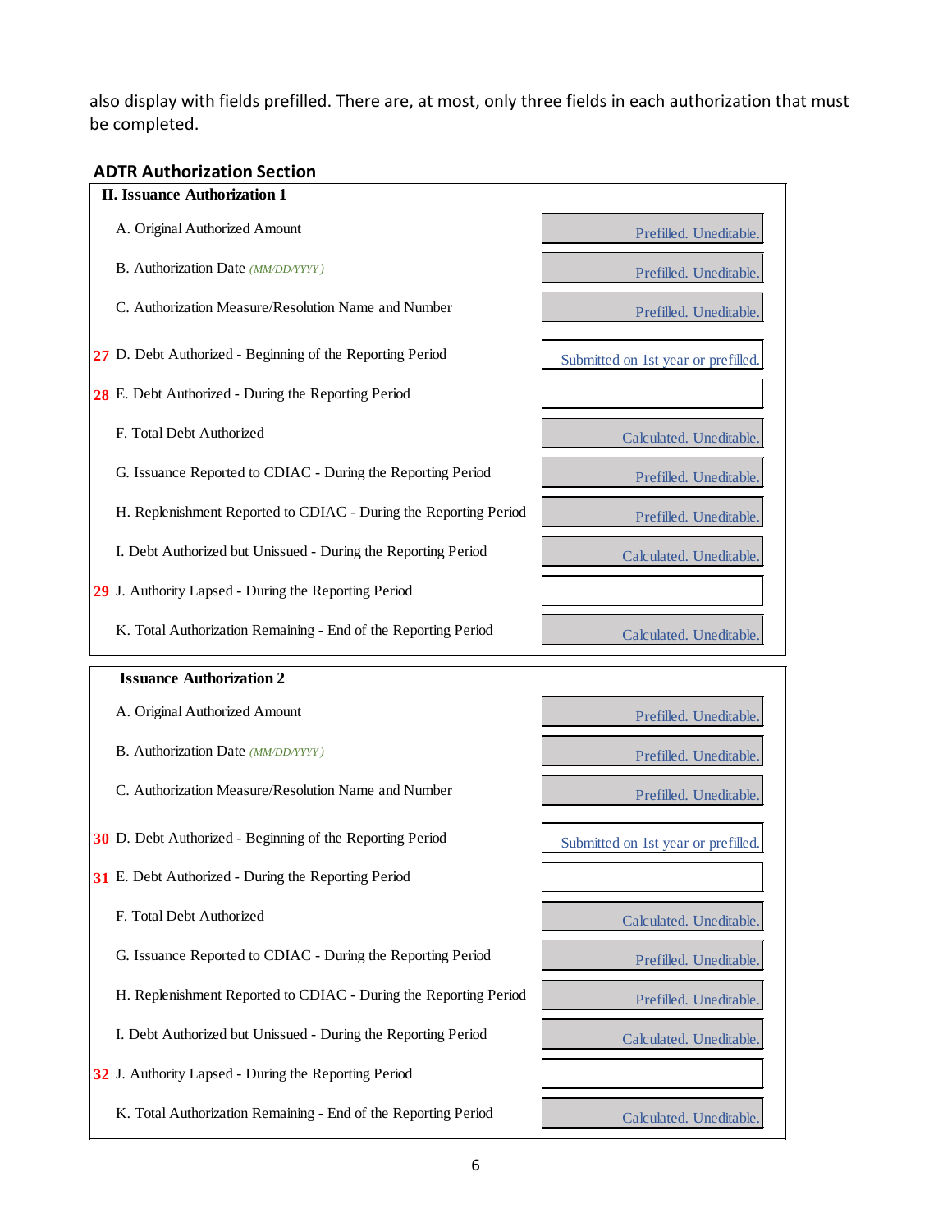also display with fields prefilled. There are, at most, only three fields in each authorization that must be completed.

### ADTR Authorization Section

| **II. Issuance Authorization 1** | |
|---|---|
| A. Original Authorized Amount | Prefilled. Uneditable. |
| B. Authorization Date *(MM/DD/YYYY)* | Prefilled. Uneditable. |
| C. Authorization Measure/Resolution Name and Number | Prefilled. Uneditable. |
| 27 D. Debt Authorized - Beginning of the Reporting Period | Submitted on 1st year or prefilled. |
| 28 E. Debt Authorized - During the Reporting Period | |
| F. Total Debt Authorized | Calculated. Uneditable. |
| G. Issuance Reported to CDIAC - During the Reporting Period | Prefilled. Uneditable. |
| H. Replenishment Reported to CDIAC - During the Reporting Period | Prefilled. Uneditable. |
| I. Debt Authorized but Unissued - During the Reporting Period | Calculated. Uneditable. |
| 29 J. Authority Lapsed - During the Reporting Period | |
| K. Total Authorization Remaining - End of the Reporting Period | Calculated. Uneditable. |

| **Issuance Authorization 2** | |
|---|---|
| A. Original Authorized Amount | Prefilled. Uneditable. |
| B. Authorization Date *(MM/DD/YYYY)* | Prefilled. Uneditable. |
| C. Authorization Measure/Resolution Name and Number | Prefilled. Uneditable. |
| 30 D. Debt Authorized - Beginning of the Reporting Period | Submitted on 1st year or prefilled. |
| 31 E. Debt Authorized - During the Reporting Period | |
| F. Total Debt Authorized | Calculated. Uneditable. |
| G. Issuance Reported to CDIAC - During the Reporting Period | Prefilled. Uneditable. |
| H. Replenishment Reported to CDIAC - During the Reporting Period | Prefilled. Uneditable. |
| I. Debt Authorized but Unissued - During the Reporting Period | Calculated. Uneditable. |
| 32 J. Authority Lapsed - During the Reporting Period | |
| K. Total Authorization Remaining - End of the Reporting Period | Calculated. Uneditable. |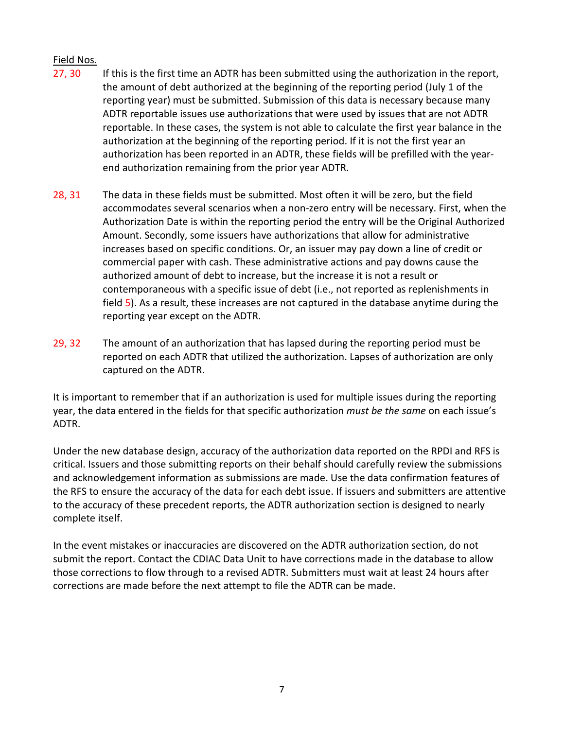Field Nos.

27, 30 If this is the first time an ADTR has been submitted using the authorization in the report, the amount of debt authorized at the beginning of the reporting period (July 1 of the reporting year) must be submitted. Submission of this data is necessary because many ADTR reportable issues use authorizations that were used by issues that are not ADTR reportable. In these cases, the system is not able to calculate the first year balance in the authorization at the beginning of the reporting period. If it is not the first year an authorization has been reported in an ADTR, these fields will be prefilled with the year-end authorization remaining from the prior year ADTR.

28, 31 The data in these fields must be submitted. Most often it will be zero, but the field accommodates several scenarios when a non-zero entry will be necessary. First, when the Authorization Date is within the reporting period the entry will be the Original Authorized Amount. Secondly, some issuers have authorizations that allow for administrative increases based on specific conditions. Or, an issuer may pay down a line of credit or commercial paper with cash. These administrative actions and pay downs cause the authorized amount of debt to increase, but the increase it is not a result or contemporaneous with a specific issue of debt (i.e., not reported as replenishments in field 5). As a result, these increases are not captured in the database anytime during the reporting year except on the ADTR.

29, 32 The amount of an authorization that has lapsed during the reporting period must be reported on each ADTR that utilized the authorization. Lapses of authorization are only captured on the ADTR.

It is important to remember that if an authorization is used for multiple issues during the reporting year, the data entered in the fields for that specific authorization *must be the same* on each issue's ADTR.

Under the new database design, accuracy of the authorization data reported on the RPDI and RFS is critical. Issuers and those submitting reports on their behalf should carefully review the submissions and acknowledgement information as submissions are made. Use the data confirmation features of the RFS to ensure the accuracy of the data for each debt issue. If issuers and submitters are attentive to the accuracy of these precedent reports, the ADTR authorization section is designed to nearly complete itself.

In the event mistakes or inaccuracies are discovered on the ADTR authorization section, do not submit the report. Contact the CDIAC Data Unit to have corrections made in the database to allow those corrections to flow through to a revised ADTR. Submitters must wait at least 24 hours after corrections are made before the next attempt to file the ADTR can be made.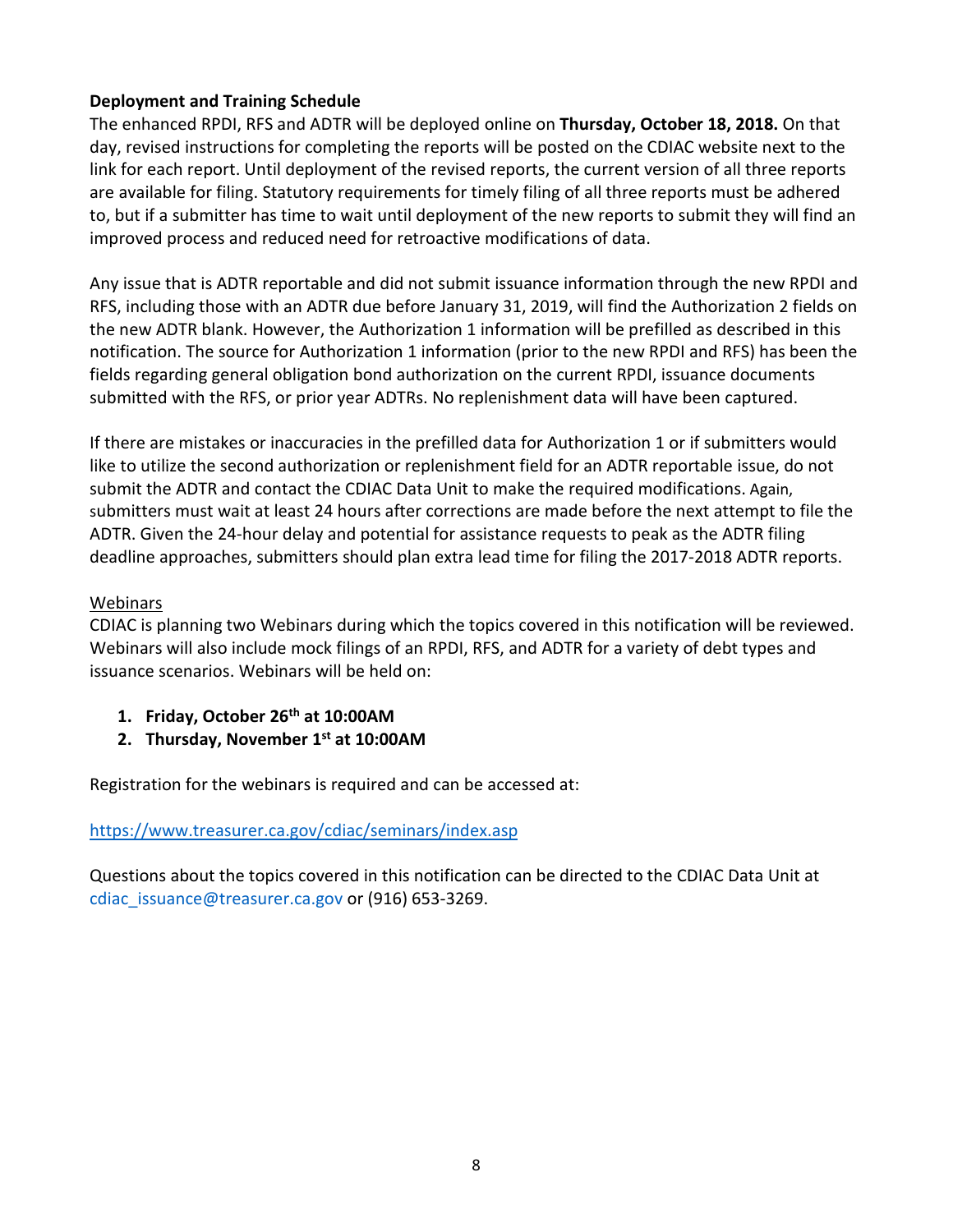**Deployment and Training Schedule**

The enhanced RPDI, RFS and ADTR will be deployed online on **Thursday, October 18, 2018.** On that day, revised instructions for completing the reports will be posted on the CDIAC website next to the link for each report. Until deployment of the revised reports, the current version of all three reports are available for filing. Statutory requirements for timely filing of all three reports must be adhered to, but if a submitter has time to wait until deployment of the new reports to submit they will find an improved process and reduced need for retroactive modifications of data.

Any issue that is ADTR reportable and did not submit issuance information through the new RPDI and RFS, including those with an ADTR due before January 31, 2019, will find the Authorization 2 fields on the new ADTR blank. However, the Authorization 1 information will be prefilled as described in this notification. The source for Authorization 1 information (prior to the new RPDI and RFS) has been the fields regarding general obligation bond authorization on the current RPDI, issuance documents submitted with the RFS, or prior year ADTRs. No replenishment data will have been captured.

If there are mistakes or inaccuracies in the prefilled data for Authorization 1 or if submitters would like to utilize the second authorization or replenishment field for an ADTR reportable issue, do not submit the ADTR and contact the CDIAC Data Unit to make the required modifications. Again, submitters must wait at least 24 hours after corrections are made before the next attempt to file the ADTR. Given the 24-hour delay and potential for assistance requests to peak as the ADTR filing deadline approaches, submitters should plan extra lead time for filing the 2017-2018 ADTR reports.

Webinars

CDIAC is planning two Webinars during which the topics covered in this notification will be reviewed. Webinars will also include mock filings of an RPDI, RFS, and ADTR for a variety of debt types and issuance scenarios. Webinars will be held on:

1. **Friday, October 26th at 10:00AM**
2. **Thursday, November 1st at 10:00AM**

Registration for the webinars is required and can be accessed at:

https://www.treasurer.ca.gov/cdiac/seminars/index.asp

Questions about the topics covered in this notification can be directed to the CDIAC Data Unit at cdiac_issuance@treasurer.ca.gov or (916) 653-3269.